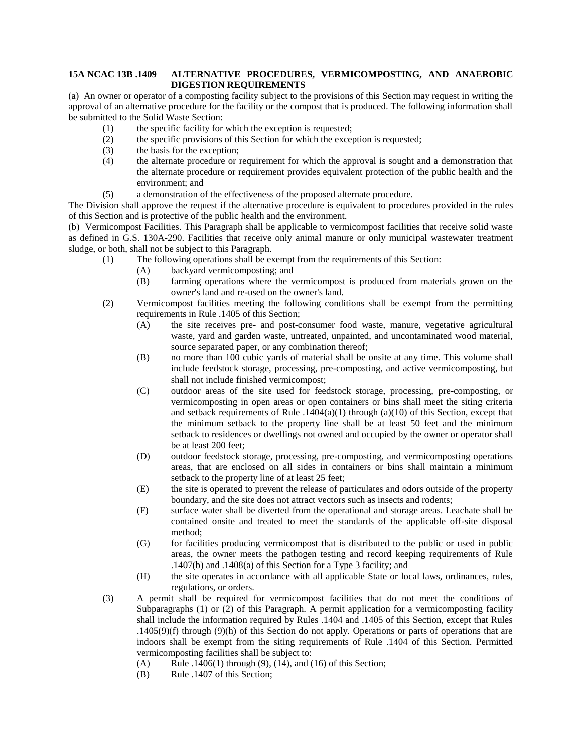**15A NCAC 13B .1409 ALTERNATIVE PROCEDURES, VERMICOMPOSTING, AND ANAEROBIC DIGESTION REQUIREMENTS**

(a) An owner or operator of a composting facility subject to the provisions of this Section may request in writing the approval of an alternative procedure for the facility or the compost that is produced. The following information shall be submitted to the Solid Waste Section:

- (1) the specific facility for which the exception is requested;
- (2) the specific provisions of this Section for which the exception is requested;
- (3) the basis for the exception;
- (4) the alternate procedure or requirement for which the approval is sought and a demonstration that the alternate procedure or requirement provides equivalent protection of the public health and the environment; and
- (5) a demonstration of the effectiveness of the proposed alternate procedure.

The Division shall approve the request if the alternative procedure is equivalent to procedures provided in the rules of this Section and is protective of the public health and the environment.

(b) Vermicompost Facilities. This Paragraph shall be applicable to vermicompost facilities that receive solid waste as defined in G.S. 130A-290. Facilities that receive only animal manure or only municipal wastewater treatment sludge, or both, shall not be subject to this Paragraph.

- (1) The following operations shall be exempt from the requirements of this Section:
  - (A) backyard vermicomposting; and
  - (B) farming operations where the vermicompost is produced from materials grown on the owner's land and re-used on the owner's land.
- (2) Vermicompost facilities meeting the following conditions shall be exempt from the permitting requirements in Rule .1405 of this Section;
  - (A) the site receives pre- and post-consumer food waste, manure, vegetative agricultural waste, yard and garden waste, untreated, unpainted, and uncontaminated wood material, source separated paper, or any combination thereof;
  - (B) no more than 100 cubic yards of material shall be onsite at any time. This volume shall include feedstock storage, processing, pre-composting, and active vermicomposting, but shall not include finished vermicompost;
  - (C) outdoor areas of the site used for feedstock storage, processing, pre-composting, or vermicomposting in open areas or open containers or bins shall meet the siting criteria and setback requirements of Rule .1404(a)(1) through (a)(10) of this Section, except that the minimum setback to the property line shall be at least 50 feet and the minimum setback to residences or dwellings not owned and occupied by the owner or operator shall be at least 200 feet;
  - (D) outdoor feedstock storage, processing, pre-composting, and vermicomposting operations areas, that are enclosed on all sides in containers or bins shall maintain a minimum setback to the property line of at least 25 feet;
  - (E) the site is operated to prevent the release of particulates and odors outside of the property boundary, and the site does not attract vectors such as insects and rodents;
  - (F) surface water shall be diverted from the operational and storage areas. Leachate shall be contained onsite and treated to meet the standards of the applicable off-site disposal method;
  - (G) for facilities producing vermicompost that is distributed to the public or used in public areas, the owner meets the pathogen testing and record keeping requirements of Rule .1407(b) and .1408(a) of this Section for a Type 3 facility; and
  - (H) the site operates in accordance with all applicable State or local laws, ordinances, rules, regulations, or orders.
- (3) A permit shall be required for vermicompost facilities that do not meet the conditions of Subparagraphs (1) or (2) of this Paragraph. A permit application for a vermicomposting facility shall include the information required by Rules .1404 and .1405 of this Section, except that Rules .1405(9)(f) through (9)(h) of this Section do not apply. Operations or parts of operations that are indoors shall be exempt from the siting requirements of Rule .1404 of this Section. Permitted vermicomposting facilities shall be subject to:
  - (A) Rule .1406(1) through (9), (14), and (16) of this Section;
  - (B) Rule .1407 of this Section;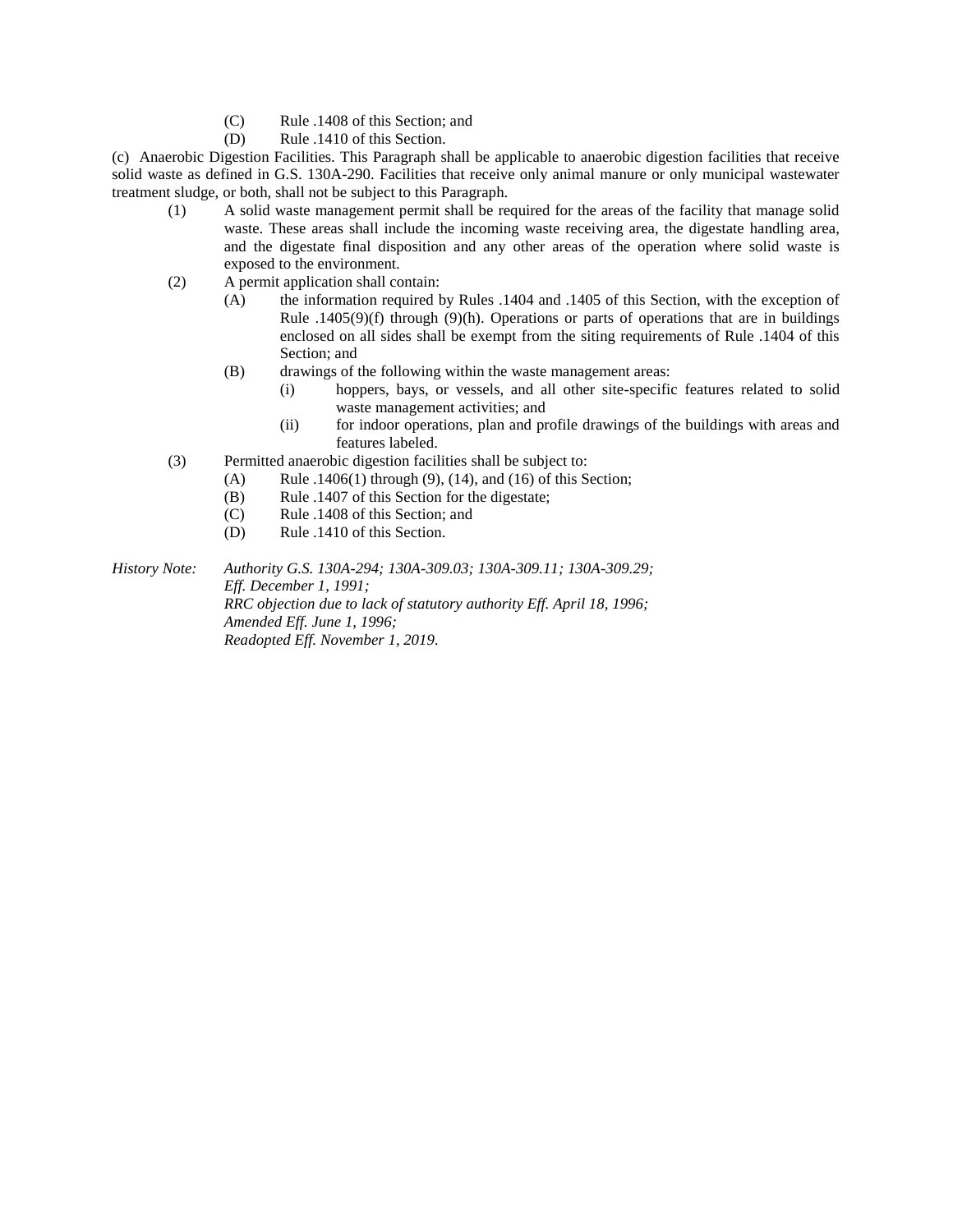(C) Rule .1408 of this Section; and

(D) Rule .1410 of this Section.

(c) Anaerobic Digestion Facilities. This Paragraph shall be applicable to anaerobic digestion facilities that receive solid waste as defined in G.S. 130A-290. Facilities that receive only animal manure or only municipal wastewater treatment sludge, or both, shall not be subject to this Paragraph.

(1) A solid waste management permit shall be required for the areas of the facility that manage solid waste. These areas shall include the incoming waste receiving area, the digestate handling area, and the digestate final disposition and any other areas of the operation where solid waste is exposed to the environment.

(2) A permit application shall contain:

(A) the information required by Rules .1404 and .1405 of this Section, with the exception of Rule .1405(9)(f) through (9)(h). Operations or parts of operations that are in buildings enclosed on all sides shall be exempt from the siting requirements of Rule .1404 of this Section; and

(B) drawings of the following within the waste management areas:

(i) hoppers, bays, or vessels, and all other site-specific features related to solid waste management activities; and

(ii) for indoor operations, plan and profile drawings of the buildings with areas and features labeled.

(3) Permitted anaerobic digestion facilities shall be subject to:

(A) Rule .1406(1) through (9), (14), and (16) of this Section;

(B) Rule .1407 of this Section for the digestate;

(C) Rule .1408 of this Section; and

(D) Rule .1410 of this Section.

*History Note: Authority G.S. 130A-294; 130A-309.03; 130A-309.11; 130A-309.29;*
*Eff. December 1, 1991;*
*RRC objection due to lack of statutory authority Eff. April 18, 1996;*
*Amended Eff. June 1, 1996;*
*Readopted Eff. November 1, 2019.*